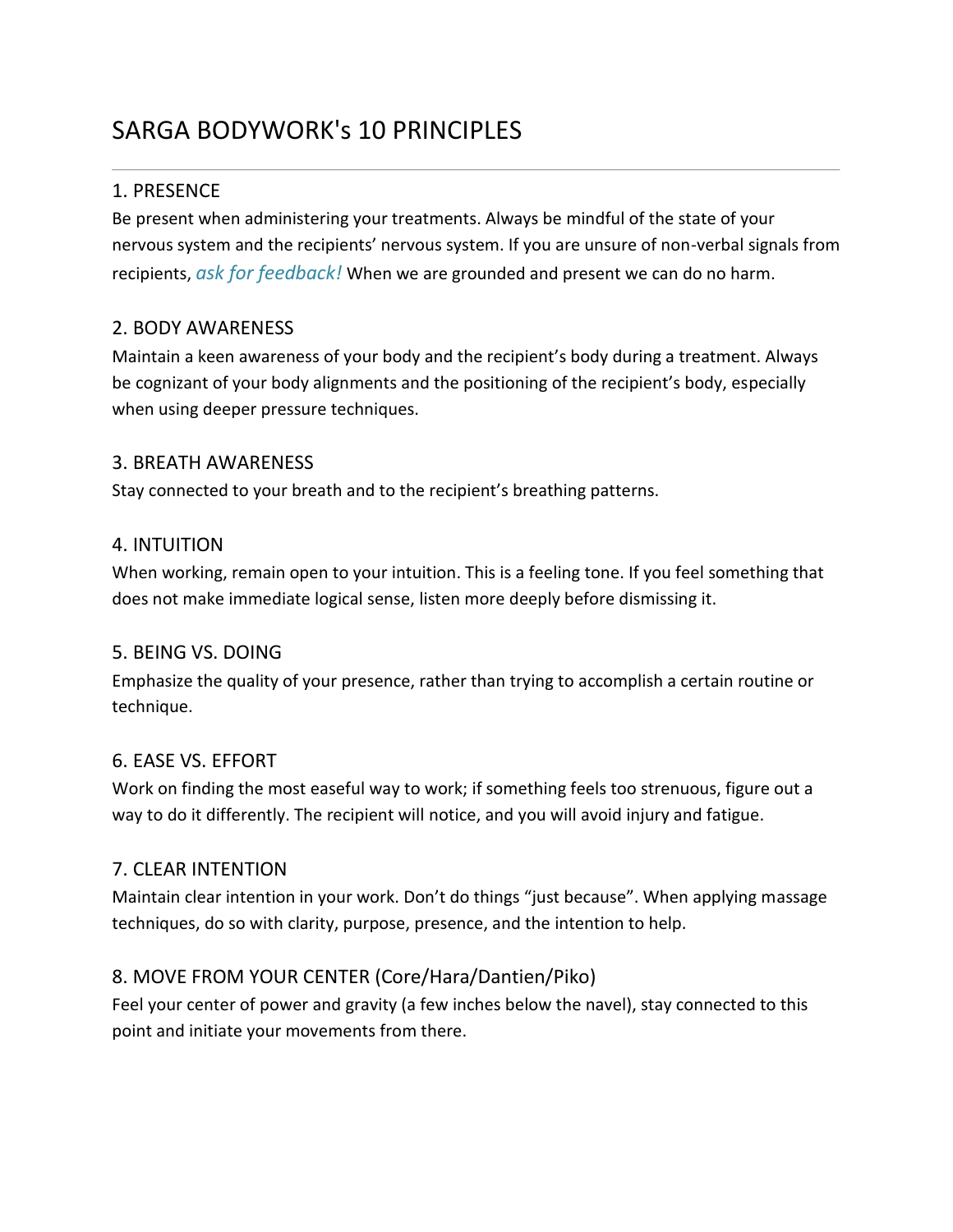# SARGA BODYWORK's 10 PRINCIPLES

---

## 1. PRESENCE

Be present when administering your treatments. Always be mindful of the state of your nervous system and the recipients' nervous system. If you are unsure of non-verbal signals from recipients, *ask for feedback!* When we are grounded and present we can do no harm.

## 2. BODY AWARENESS

Maintain a keen awareness of your body and the recipient's body during a treatment. Always be cognizant of your body alignments and the positioning of the recipient's body, especially when using deeper pressure techniques.

## 3. BREATH AWARENESS

Stay connected to your breath and to the recipient's breathing patterns.

## 4. INTUITION

When working, remain open to your intuition. This is a feeling tone. If you feel something that does not make immediate logical sense, listen more deeply before dismissing it.

## 5. BEING VS. DOING

Emphasize the quality of your presence, rather than trying to accomplish a certain routine or technique.

## 6. EASE VS. EFFORT

Work on finding the most easeful way to work; if something feels too strenuous, figure out a way to do it differently. The recipient will notice, and you will avoid injury and fatigue.

## 7. CLEAR INTENTION

Maintain clear intention in your work. Don't do things "just because". When applying massage techniques, do so with clarity, purpose, presence, and the intention to help.

## 8. MOVE FROM YOUR CENTER (Core/Hara/Dantien/Piko)

Feel your center of power and gravity (a few inches below the navel), stay connected to this point and initiate your movements from there.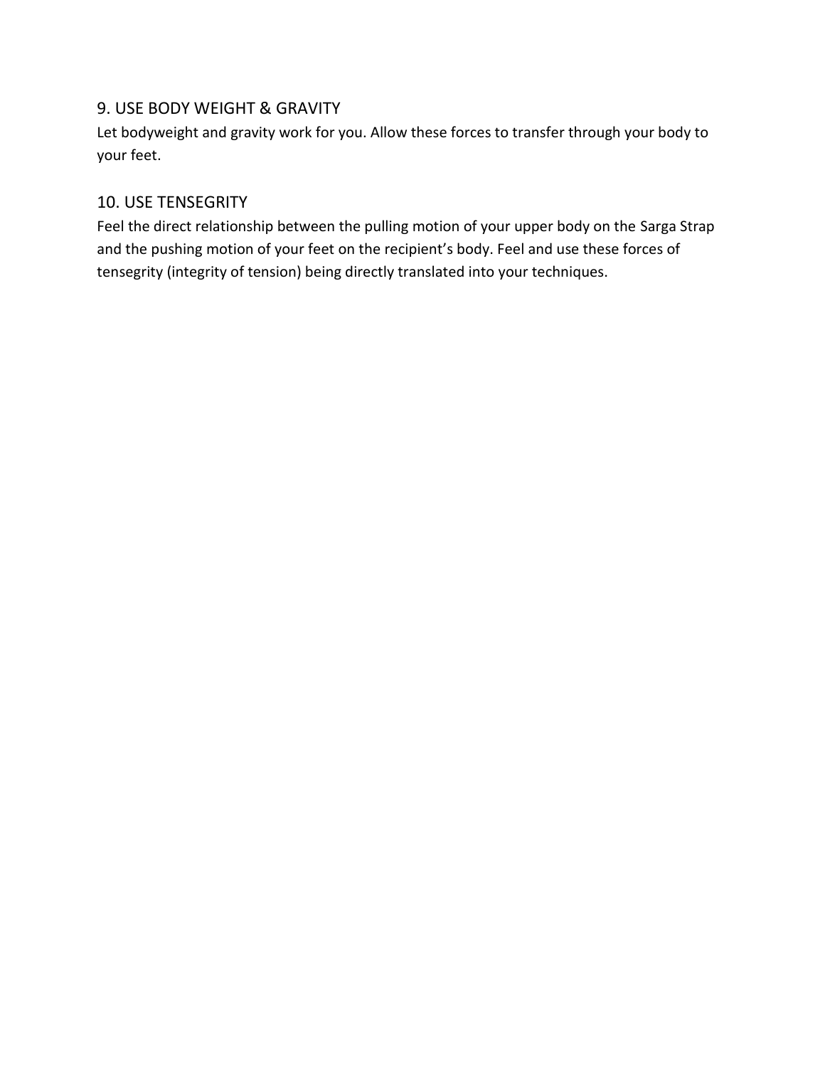## 9. USE BODY WEIGHT & GRAVITY

Let bodyweight and gravity work for you. Allow these forces to transfer through your body to your feet.

## 10. USE TENSEGRITY

Feel the direct relationship between the pulling motion of your upper body on the Sarga Strap and the pushing motion of your feet on the recipient's body. Feel and use these forces of tensegrity (integrity of tension) being directly translated into your techniques.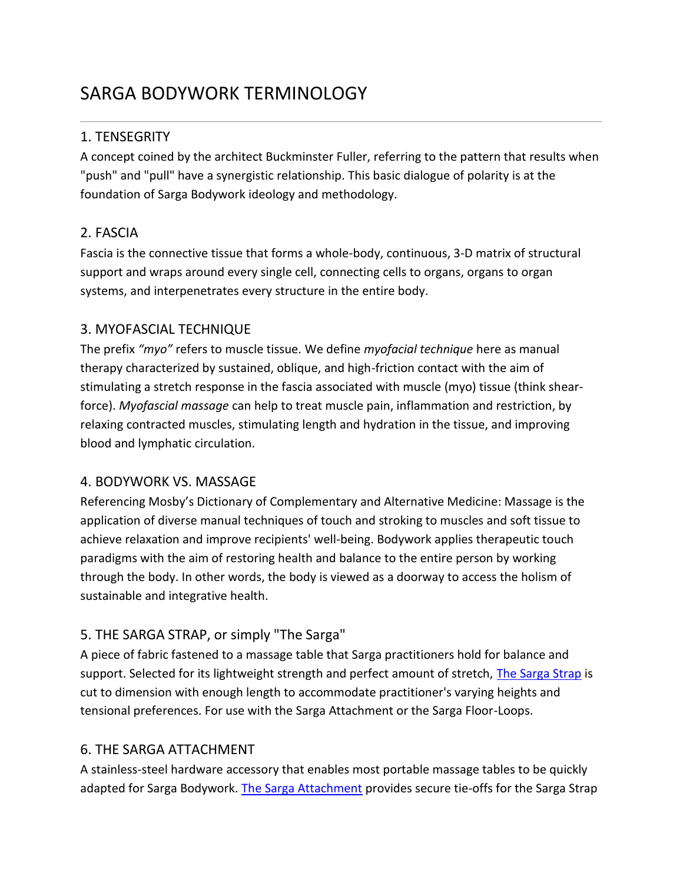# SARGA BODYWORK TERMINOLOGY

---

## 1. TENSEGRITY

A concept coined by the architect Buckminster Fuller, referring to the pattern that results when "push" and "pull" have a synergistic relationship. This basic dialogue of polarity is at the foundation of Sarga Bodywork ideology and methodology.

## 2. FASCIA

Fascia is the connective tissue that forms a whole-body, continuous, 3-D matrix of structural support and wraps around every single cell, connecting cells to organs, organs to organ systems, and interpenetrates every structure in the entire body.

## 3. MYOFASCIAL TECHNIQUE

The prefix *"myo"* refers to muscle tissue. We define *myofacial technique* here as manual therapy characterized by sustained, oblique, and high-friction contact with the aim of stimulating a stretch response in the fascia associated with muscle (myo) tissue (think shear-force). *Myofascial massage* can help to treat muscle pain, inflammation and restriction, by relaxing contracted muscles, stimulating length and hydration in the tissue, and improving blood and lymphatic circulation.

## 4. BODYWORK VS. MASSAGE

Referencing Mosby's Dictionary of Complementary and Alternative Medicine: Massage is the application of diverse manual techniques of touch and stroking to muscles and soft tissue to achieve relaxation and improve recipients' well-being. Bodywork applies therapeutic touch paradigms with the aim of restoring health and balance to the entire person by working through the body. In other words, the body is viewed as a doorway to access the holism of sustainable and integrative health.

## 5. THE SARGA STRAP, or simply "The Sarga"

A piece of fabric fastened to a massage table that Sarga practitioners hold for balance and support. Selected for its lightweight strength and perfect amount of stretch, The Sarga Strap is cut to dimension with enough length to accommodate practitioner's varying heights and tensional preferences. For use with the Sarga Attachment or the Sarga Floor-Loops.

## 6. THE SARGA ATTACHMENT

A stainless-steel hardware accessory that enables most portable massage tables to be quickly adapted for Sarga Bodywork. The Sarga Attachment provides secure tie-offs for the Sarga Strap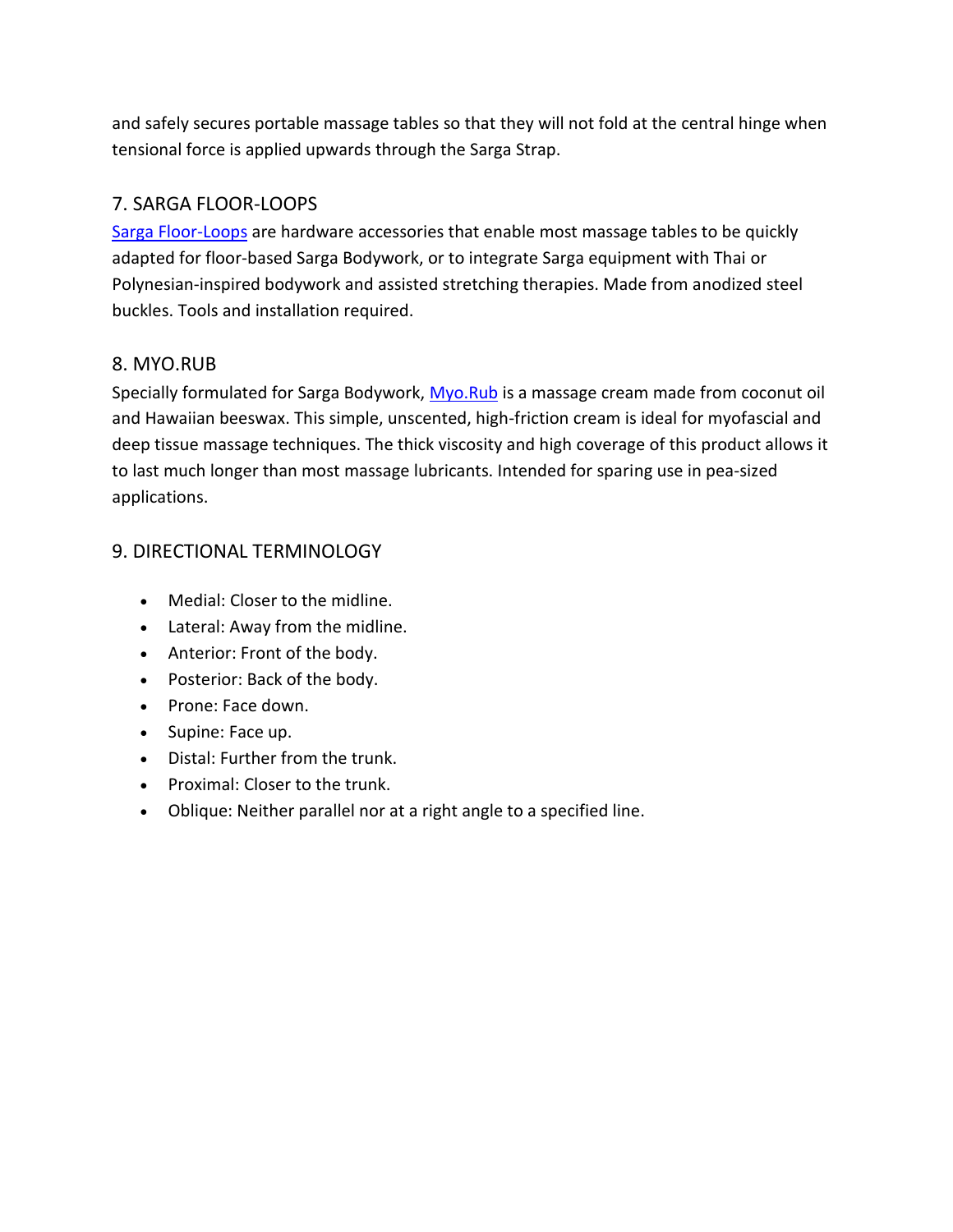and safely secures portable massage tables so that they will not fold at the central hinge when tensional force is applied upwards through the Sarga Strap.

## 7. SARGA FLOOR-LOOPS

Sarga Floor-Loops are hardware accessories that enable most massage tables to be quickly adapted for floor-based Sarga Bodywork, or to integrate Sarga equipment with Thai or Polynesian-inspired bodywork and assisted stretching therapies. Made from anodized steel buckles. Tools and installation required.

## 8. MYO.RUB

Specially formulated for Sarga Bodywork, Myo.Rub is a massage cream made from coconut oil and Hawaiian beeswax. This simple, unscented, high-friction cream is ideal for myofascial and deep tissue massage techniques. The thick viscosity and high coverage of this product allows it to last much longer than most massage lubricants. Intended for sparing use in pea-sized applications.

## 9. DIRECTIONAL TERMINOLOGY

- Medial: Closer to the midline.
- Lateral: Away from the midline.
- Anterior: Front of the body.
- Posterior: Back of the body.
- Prone: Face down.
- Supine: Face up.
- Distal: Further from the trunk.
- Proximal: Closer to the trunk.
- Oblique: Neither parallel nor at a right angle to a specified line.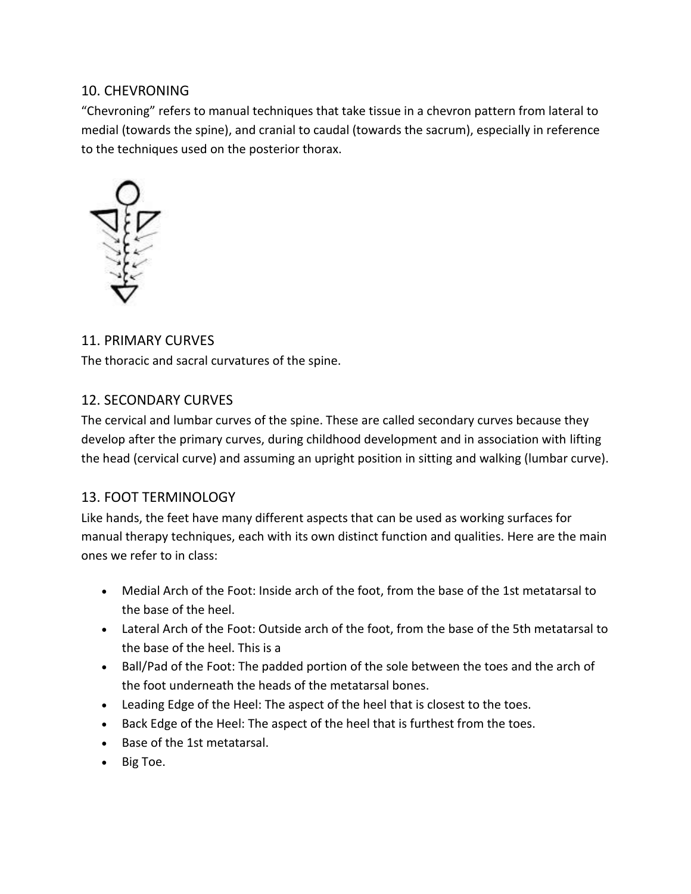## 10. CHEVRONING

"Chevroning" refers to manual techniques that take tissue in a chevron pattern from lateral to medial (towards the spine), and cranial to caudal (towards the sacrum), especially in reference to the techniques used on the posterior thorax.

## 11. PRIMARY CURVES

The thoracic and sacral curvatures of the spine.

## 12. SECONDARY CURVES

The cervical and lumbar curves of the spine. These are called secondary curves because they develop after the primary curves, during childhood development and in association with lifting the head (cervical curve) and assuming an upright position in sitting and walking (lumbar curve).

## 13. FOOT TERMINOLOGY

Like hands, the feet have many different aspects that can be used as working surfaces for manual therapy techniques, each with its own distinct function and qualities. Here are the main ones we refer to in class:

- Medial Arch of the Foot: Inside arch of the foot, from the base of the 1st metatarsal to the base of the heel.
- Lateral Arch of the Foot: Outside arch of the foot, from the base of the 5th metatarsal to the base of the heel. This is a
- Ball/Pad of the Foot: The padded portion of the sole between the toes and the arch of the foot underneath the heads of the metatarsal bones.
- Leading Edge of the Heel: The aspect of the heel that is closest to the toes.
- Back Edge of the Heel: The aspect of the heel that is furthest from the toes.
- Base of the 1st metatarsal.
- Big Toe.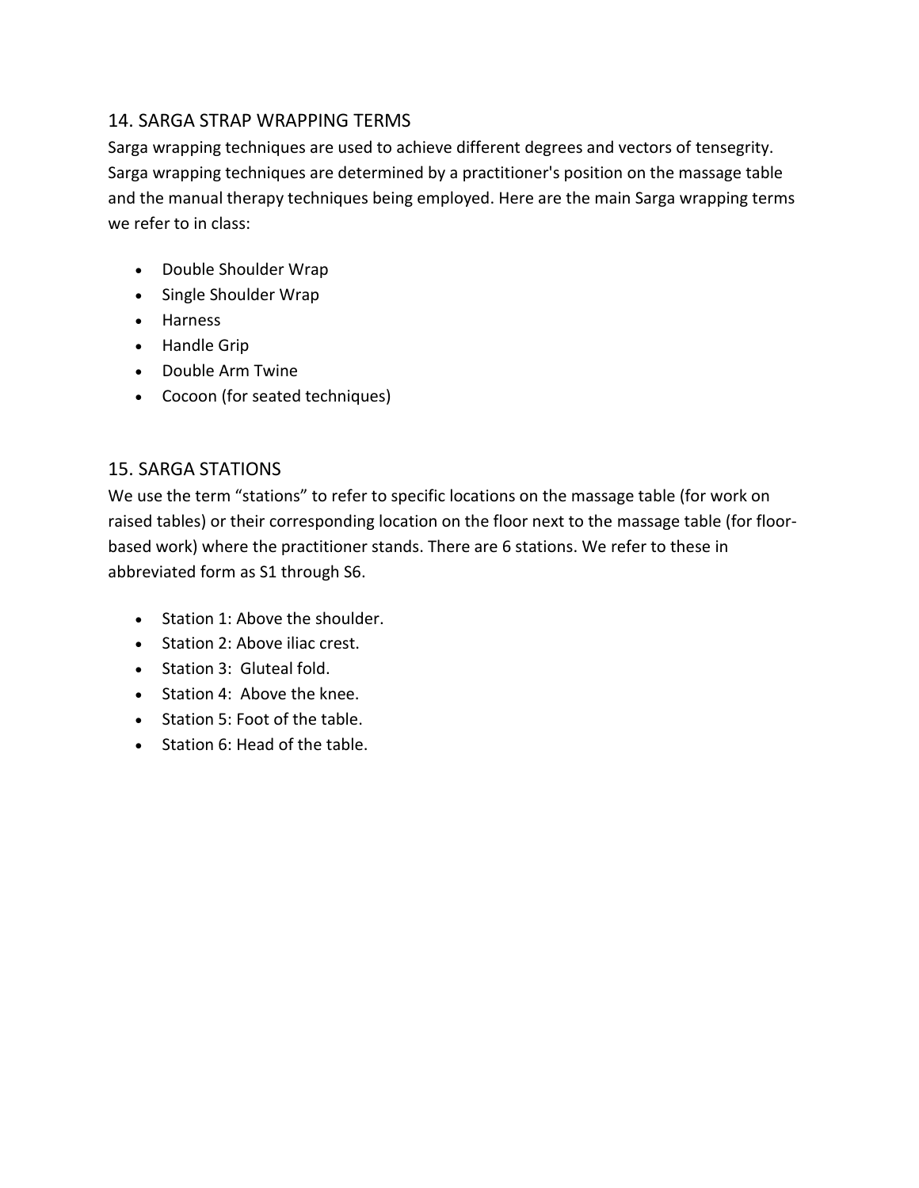## 14. SARGA STRAP WRAPPING TERMS

Sarga wrapping techniques are used to achieve different degrees and vectors of tensegrity. Sarga wrapping techniques are determined by a practitioner's position on the massage table and the manual therapy techniques being employed. Here are the main Sarga wrapping terms we refer to in class:

- Double Shoulder Wrap
- Single Shoulder Wrap
- Harness
- Handle Grip
- Double Arm Twine
- Cocoon (for seated techniques)

## 15. SARGA STATIONS

We use the term “stations” to refer to specific locations on the massage table (for work on raised tables) or their corresponding location on the floor next to the massage table (for floor-based work) where the practitioner stands. There are 6 stations. We refer to these in abbreviated form as S1 through S6.

- Station 1: Above the shoulder.
- Station 2: Above iliac crest.
- Station 3: Gluteal fold.
- Station 4: Above the knee.
- Station 5: Foot of the table.
- Station 6: Head of the table.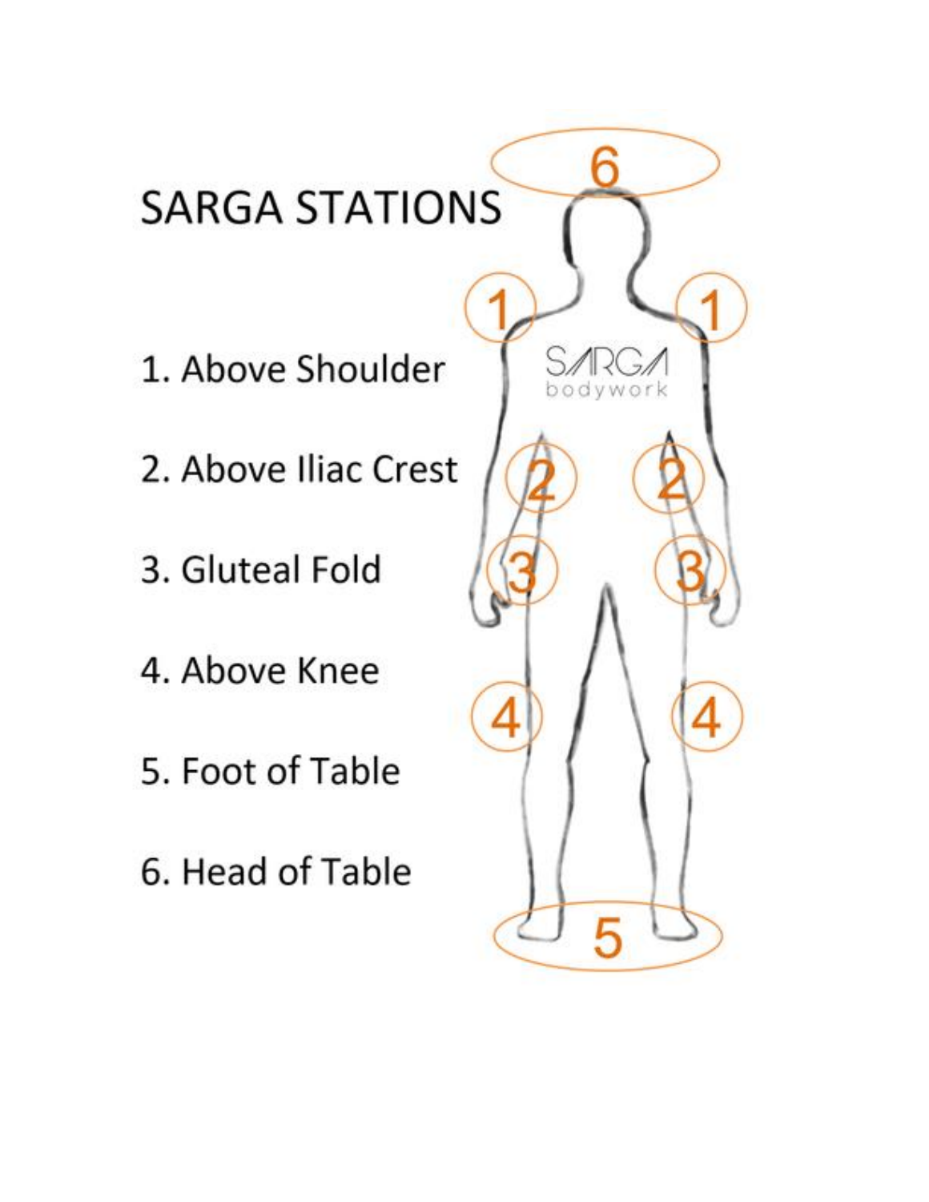# SARGA STATIONS

1. Above Shoulder
2. Above Iliac Crest
3. Gluteal Fold
4. Above Knee
5. Foot of Table
6. Head of Table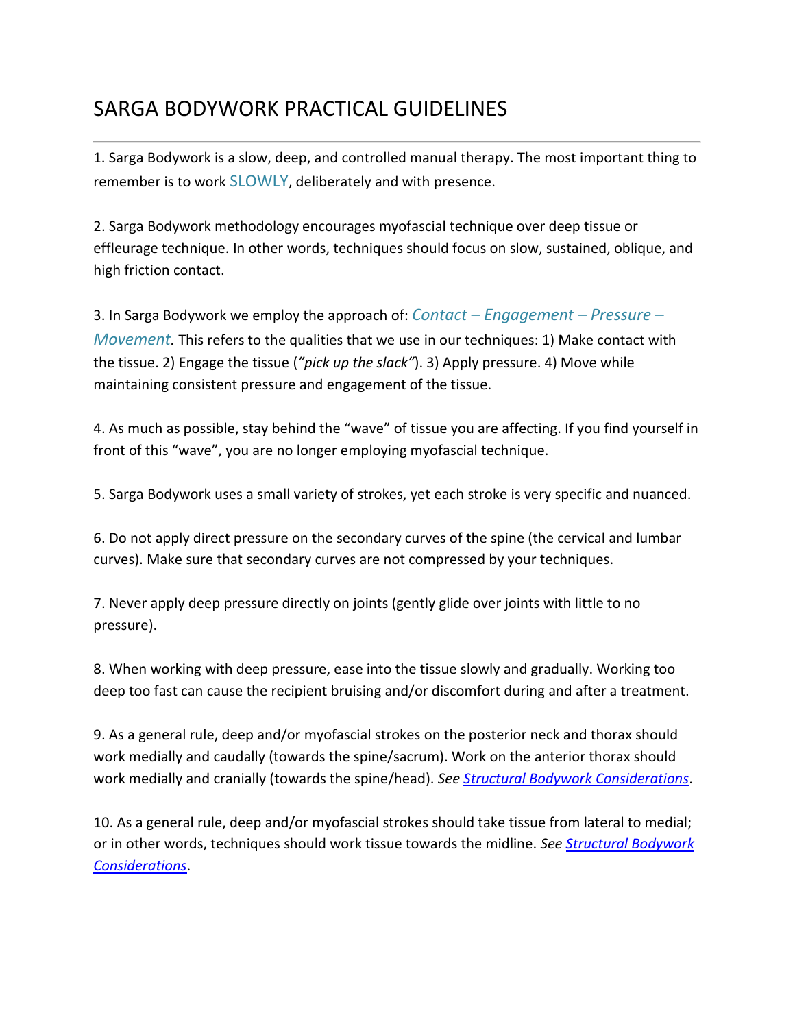# SARGA BODYWORK PRACTICAL GUIDELINES

---

1. Sarga Bodywork is a slow, deep, and controlled manual therapy. The most important thing to remember is to work SLOWLY, deliberately and with presence.

2. Sarga Bodywork methodology encourages myofascial technique over deep tissue or effleurage technique. In other words, techniques should focus on slow, sustained, oblique, and high friction contact.

3. In Sarga Bodywork we employ the approach of: *Contact – Engagement – Pressure – Movement*. This refers to the qualities that we use in our techniques: 1) Make contact with the tissue. 2) Engage the tissue (*"pick up the slack"*). 3) Apply pressure. 4) Move while maintaining consistent pressure and engagement of the tissue.

4. As much as possible, stay behind the "wave" of tissue you are affecting. If you find yourself in front of this "wave", you are no longer employing myofascial technique.

5. Sarga Bodywork uses a small variety of strokes, yet each stroke is very specific and nuanced.

6. Do not apply direct pressure on the secondary curves of the spine (the cervical and lumbar curves). Make sure that secondary curves are not compressed by your techniques.

7. Never apply deep pressure directly on joints (gently glide over joints with little to no pressure).

8. When working with deep pressure, ease into the tissue slowly and gradually. Working too deep too fast can cause the recipient bruising and/or discomfort during and after a treatment.

9. As a general rule, deep and/or myofascial strokes on the posterior neck and thorax should work medially and caudally (towards the spine/sacrum). Work on the anterior thorax should work medially and cranially (towards the spine/head). *See* *Structural Bodywork Considerations*.

10. As a general rule, deep and/or myofascial strokes should take tissue from lateral to medial; or in other words, techniques should work tissue towards the midline. *See* *Structural Bodywork Considerations*.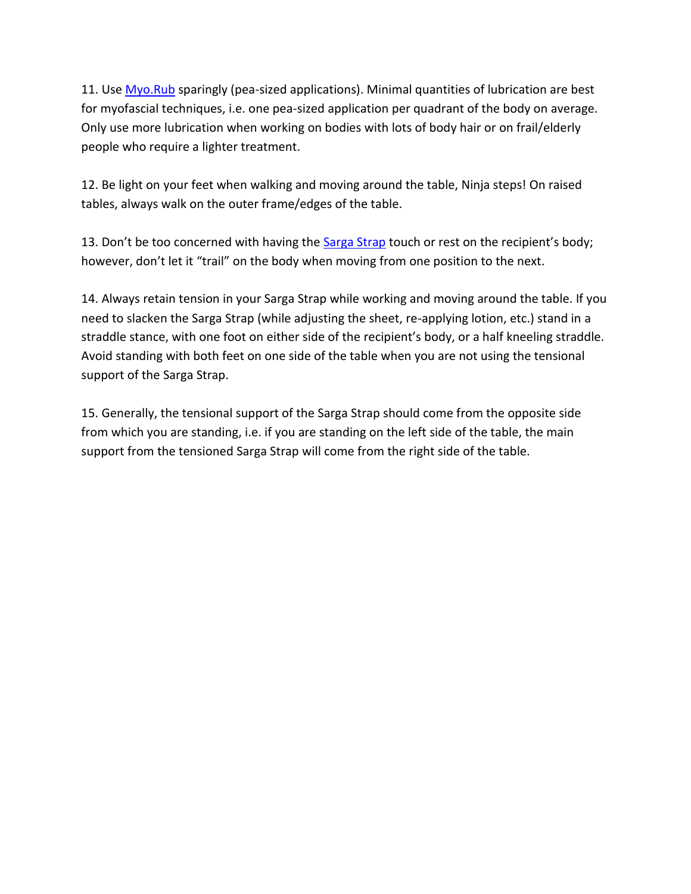11. Use [Myo.Rub] sparingly (pea-sized applications). Minimal quantities of lubrication are best for myofascial techniques, i.e. one pea-sized application per quadrant of the body on average. Only use more lubrication when working on bodies with lots of body hair or on frail/elderly people who require a lighter treatment.

12. Be light on your feet when walking and moving around the table, Ninja steps! On raised tables, always walk on the outer frame/edges of the table.

13. Don't be too concerned with having the [Sarga Strap] touch or rest on the recipient's body; however, don't let it "trail" on the body when moving from one position to the next.

14. Always retain tension in your Sarga Strap while working and moving around the table. If you need to slacken the Sarga Strap (while adjusting the sheet, re-applying lotion, etc.) stand in a straddle stance, with one foot on either side of the recipient's body, or a half kneeling straddle. Avoid standing with both feet on one side of the table when you are not using the tensional support of the Sarga Strap.

15. Generally, the tensional support of the Sarga Strap should come from the opposite side from which you are standing, i.e. if you are standing on the left side of the table, the main support from the tensioned Sarga Strap will come from the right side of the table.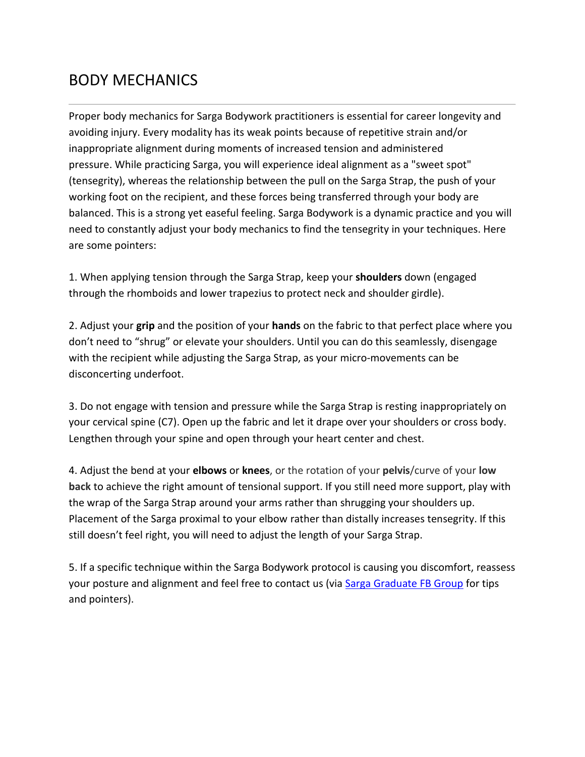# BODY MECHANICS

---

Proper body mechanics for Sarga Bodywork practitioners is essential for career longevity and avoiding injury. Every modality has its weak points because of repetitive strain and/or inappropriate alignment during moments of increased tension and administered pressure. While practicing Sarga, you will experience ideal alignment as a "sweet spot" (tensegrity), whereas the relationship between the pull on the Sarga Strap, the push of your working foot on the recipient, and these forces being transferred through your body are balanced. This is a strong yet easeful feeling. Sarga Bodywork is a dynamic practice and you will need to constantly adjust your body mechanics to find the tensegrity in your techniques. Here are some pointers:

1. When applying tension through the Sarga Strap, keep your **shoulders** down (engaged through the rhomboids and lower trapezius to protect neck and shoulder girdle).

2. Adjust your **grip** and the position of your **hands** on the fabric to that perfect place where you don't need to "shrug" or elevate your shoulders. Until you can do this seamlessly, disengage with the recipient while adjusting the Sarga Strap, as your micro-movements can be disconcerting underfoot.

3. Do not engage with tension and pressure while the Sarga Strap is resting inappropriately on your cervical spine (C7). Open up the fabric and let it drape over your shoulders or cross body. Lengthen through your spine and open through your heart center and chest.

4. Adjust the bend at your **elbows** or **knees**, or the rotation of your **pelvis**/curve of your **low back** to achieve the right amount of tensional support. If you still need more support, play with the wrap of the Sarga Strap around your arms rather than shrugging your shoulders up. Placement of the Sarga proximal to your elbow rather than distally increases tensegrity. If this still doesn't feel right, you will need to adjust the length of your Sarga Strap.

5. If a specific technique within the Sarga Bodywork protocol is causing you discomfort, reassess your posture and alignment and feel free to contact us (via [Sarga Graduate FB Group](#) for tips and pointers).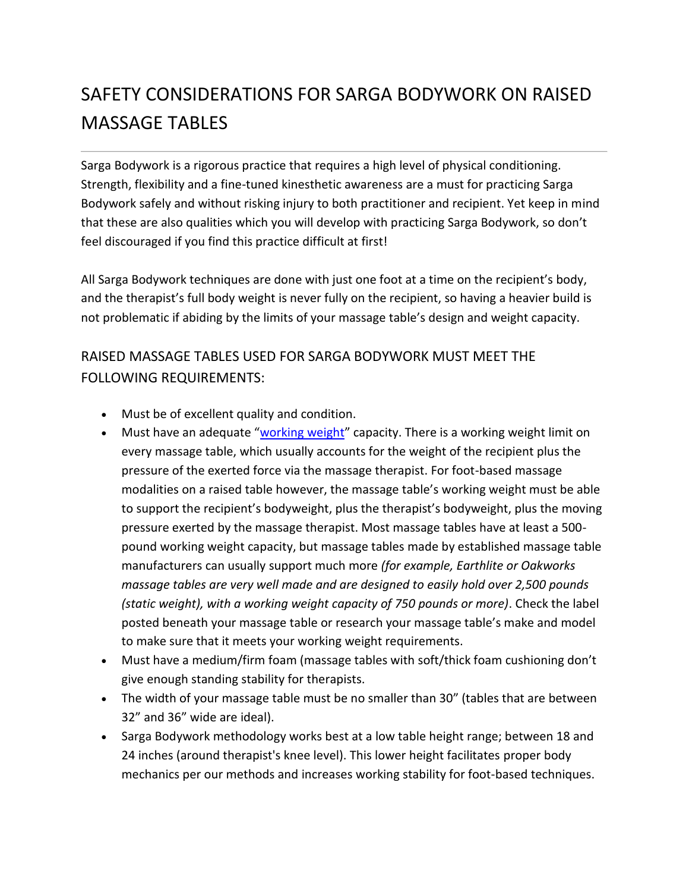# SAFETY CONSIDERATIONS FOR SARGA BODYWORK ON RAISED MASSAGE TABLES

---

Sarga Bodywork is a rigorous practice that requires a high level of physical conditioning. Strength, flexibility and a fine-tuned kinesthetic awareness are a must for practicing Sarga Bodywork safely and without risking injury to both practitioner and recipient. Yet keep in mind that these are also qualities which you will develop with practicing Sarga Bodywork, so don't feel discouraged if you find this practice difficult at first!

All Sarga Bodywork techniques are done with just one foot at a time on the recipient's body, and the therapist's full body weight is never fully on the recipient, so having a heavier build is not problematic if abiding by the limits of your massage table's design and weight capacity.

## RAISED MASSAGE TABLES USED FOR SARGA BODYWORK MUST MEET THE FOLLOWING REQUIREMENTS:

- Must be of excellent quality and condition.
- Must have an adequate "working weight" capacity. There is a working weight limit on every massage table, which usually accounts for the weight of the recipient plus the pressure of the exerted force via the massage therapist. For foot-based massage modalities on a raised table however, the massage table's working weight must be able to support the recipient's bodyweight, plus the therapist's bodyweight, plus the moving pressure exerted by the massage therapist. Most massage tables have at least a 500-pound working weight capacity, but massage tables made by established massage table manufacturers can usually support much more *(for example, Earthlite or Oakworks massage tables are very well made and are designed to easily hold over 2,500 pounds (static weight), with a working weight capacity of 750 pounds or more)*. Check the label posted beneath your massage table or research your massage table's make and model to make sure that it meets your working weight requirements.
- Must have a medium/firm foam (massage tables with soft/thick foam cushioning don't give enough standing stability for therapists.
- The width of your massage table must be no smaller than 30" (tables that are between 32" and 36" wide are ideal).
- Sarga Bodywork methodology works best at a low table height range; between 18 and 24 inches (around therapist's knee level). This lower height facilitates proper body mechanics per our methods and increases working stability for foot-based techniques.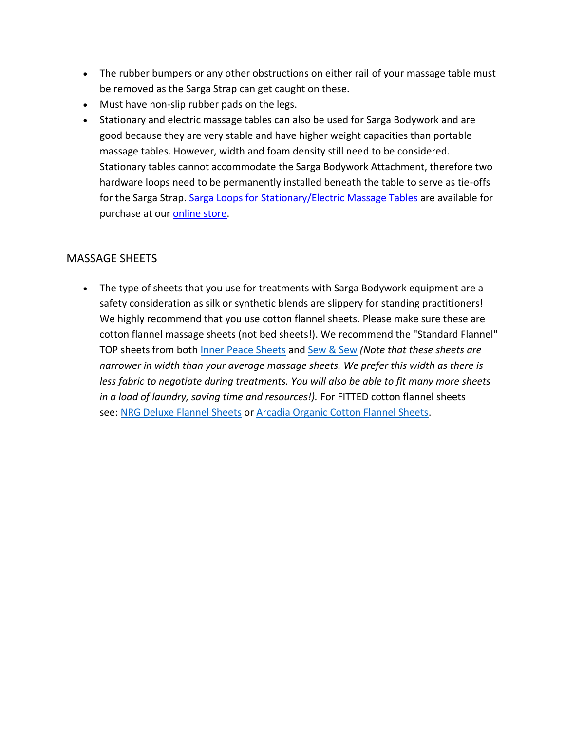- The rubber bumpers or any other obstructions on either rail of your massage table must be removed as the Sarga Strap can get caught on these.
- Must have non-slip rubber pads on the legs.
- Stationary and electric massage tables can also be used for Sarga Bodywork and are good because they are very stable and have higher weight capacities than portable massage tables. However, width and foam density still need to be considered. Stationary tables cannot accommodate the Sarga Bodywork Attachment, therefore two hardware loops need to be permanently installed beneath the table to serve as tie-offs for the Sarga Strap. Sarga Loops for Stationary/Electric Massage Tables are available for purchase at our online store.

## MASSAGE SHEETS

- The type of sheets that you use for treatments with Sarga Bodywork equipment are a safety consideration as silk or synthetic blends are slippery for standing practitioners! We highly recommend that you use cotton flannel sheets. Please make sure these are cotton flannel massage sheets (not bed sheets!). We recommend the "Standard Flannel" TOP sheets from both Inner Peace Sheets and Sew & Sew *(Note that these sheets are narrower in width than your average massage sheets. We prefer this width as there is less fabric to negotiate during treatments. You will also be able to fit many more sheets in a load of laundry, saving time and resources!).* For FITTED cotton flannel sheets see: NRG Deluxe Flannel Sheets or Arcadia Organic Cotton Flannel Sheets.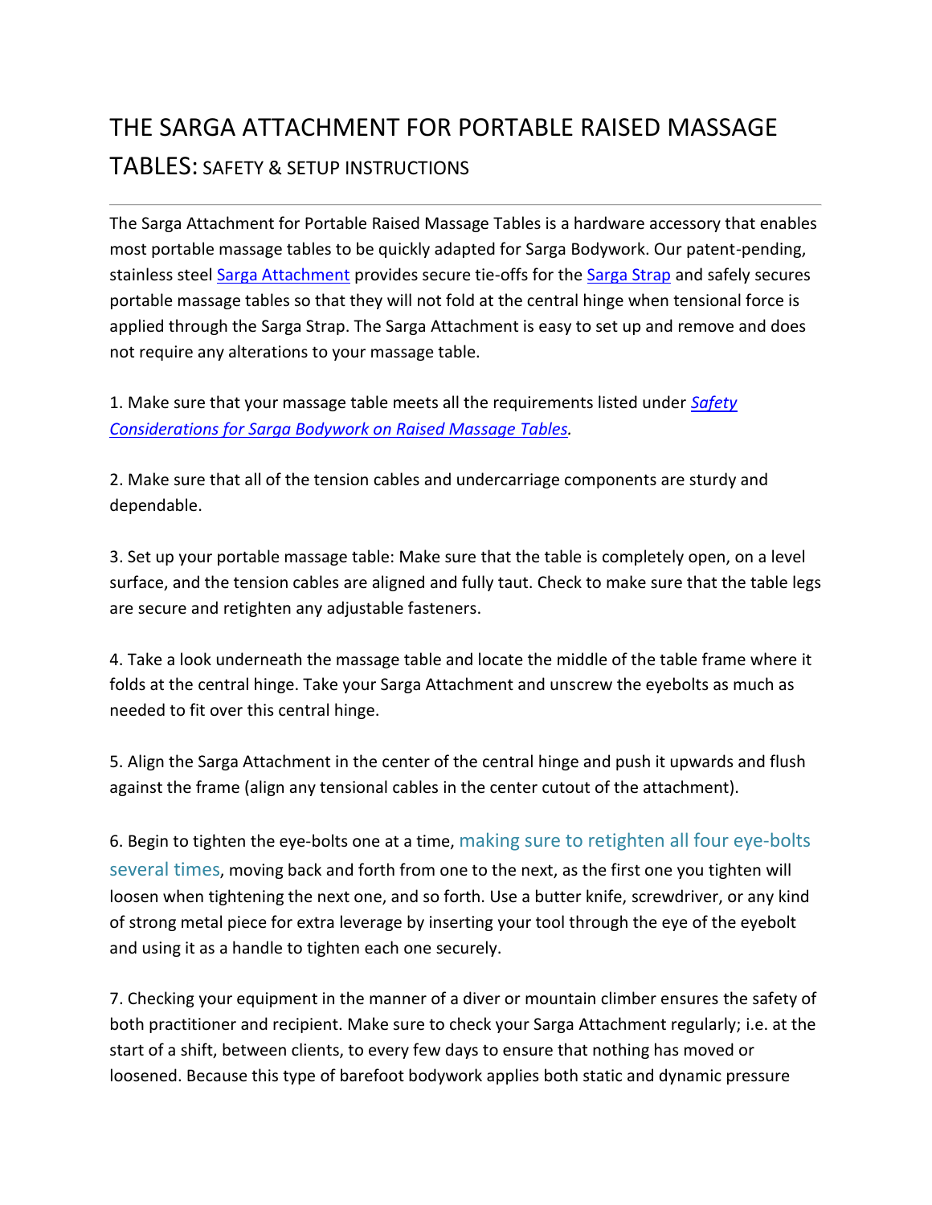# THE SARGA ATTACHMENT FOR PORTABLE RAISED MASSAGE TABLES: SAFETY & SETUP INSTRUCTIONS

---

The Sarga Attachment for Portable Raised Massage Tables is a hardware accessory that enables most portable massage tables to be quickly adapted for Sarga Bodywork. Our patent-pending, stainless steel Sarga Attachment provides secure tie-offs for the Sarga Strap and safely secures portable massage tables so that they will not fold at the central hinge when tensional force is applied through the Sarga Strap. The Sarga Attachment is easy to set up and remove and does not require any alterations to your massage table.

1. Make sure that your massage table meets all the requirements listed under *Safety Considerations for Sarga Bodywork on Raised Massage Tables.*

2. Make sure that all of the tension cables and undercarriage components are sturdy and dependable.

3. Set up your portable massage table: Make sure that the table is completely open, on a level surface, and the tension cables are aligned and fully taut. Check to make sure that the table legs are secure and retighten any adjustable fasteners.

4. Take a look underneath the massage table and locate the middle of the table frame where it folds at the central hinge. Take your Sarga Attachment and unscrew the eyebolts as much as needed to fit over this central hinge.

5. Align the Sarga Attachment in the center of the central hinge and push it upwards and flush against the frame (align any tensional cables in the center cutout of the attachment).

6. Begin to tighten the eye-bolts one at a time, making sure to retighten all four eye-bolts several times, moving back and forth from one to the next, as the first one you tighten will loosen when tightening the next one, and so forth. Use a butter knife, screwdriver, or any kind of strong metal piece for extra leverage by inserting your tool through the eye of the eyebolt and using it as a handle to tighten each one securely.

7. Checking your equipment in the manner of a diver or mountain climber ensures the safety of both practitioner and recipient. Make sure to check your Sarga Attachment regularly; i.e. at the start of a shift, between clients, to every few days to ensure that nothing has moved or loosened. Because this type of barefoot bodywork applies both static and dynamic pressure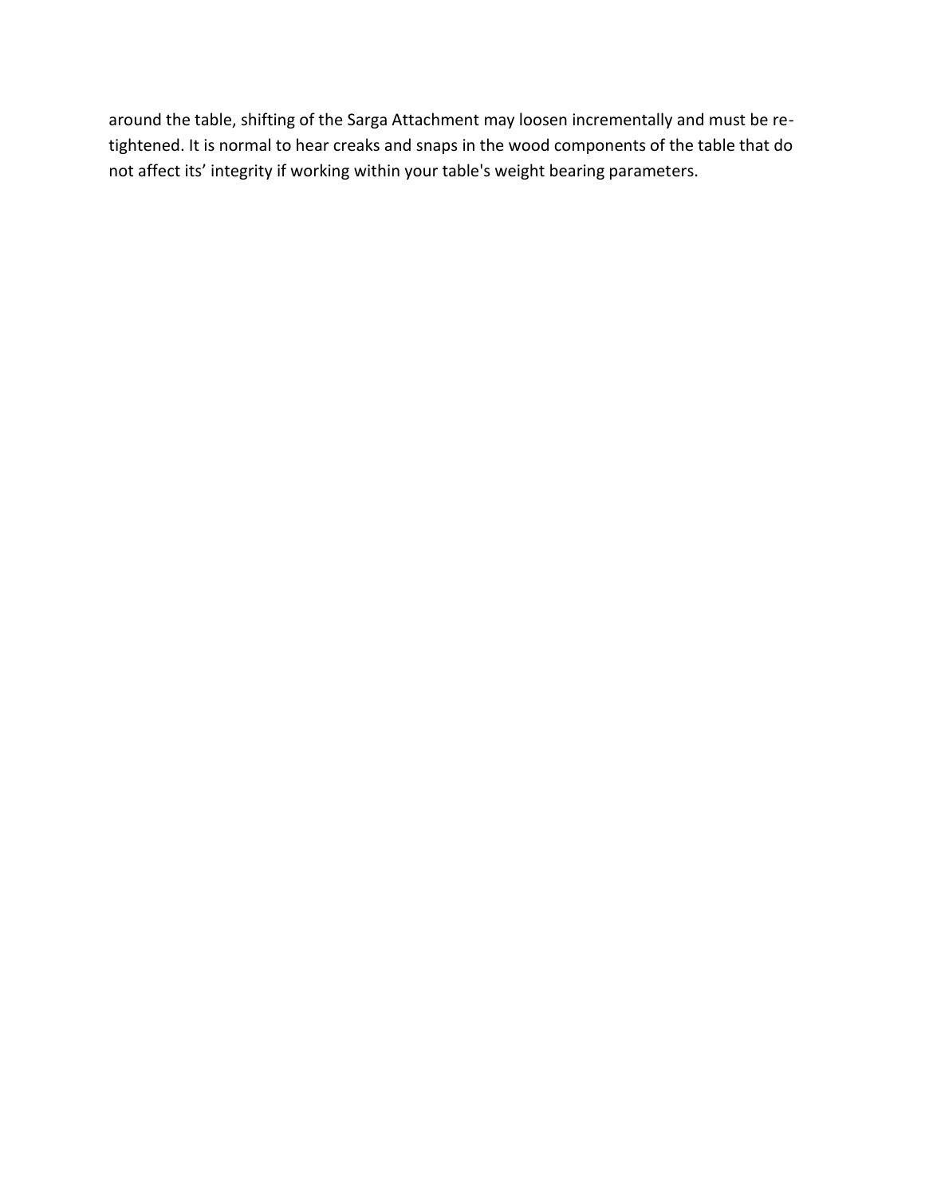around the table, shifting of the Sarga Attachment may loosen incrementally and must be re-tightened. It is normal to hear creaks and snaps in the wood components of the table that do not affect its' integrity if working within your table's weight bearing parameters.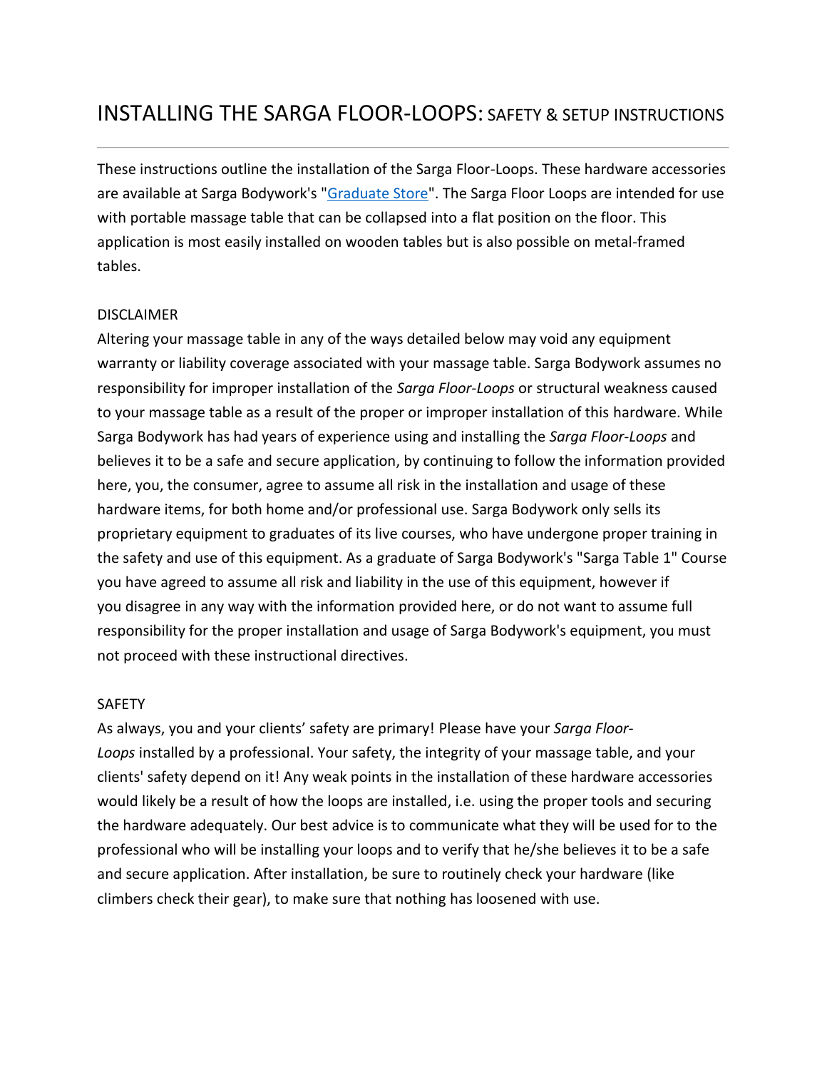# INSTALLING THE SARGA FLOOR-LOOPS: SAFETY & SETUP INSTRUCTIONS

---

These instructions outline the installation of the Sarga Floor-Loops. These hardware accessories are available at Sarga Bodywork's "[Graduate Store]". The Sarga Floor Loops are intended for use with portable massage table that can be collapsed into a flat position on the floor. This application is most easily installed on wooden tables but is also possible on metal-framed tables.

DISCLAIMER

Altering your massage table in any of the ways detailed below may void any equipment warranty or liability coverage associated with your massage table. Sarga Bodywork assumes no responsibility for improper installation of the *Sarga Floor-Loops* or structural weakness caused to your massage table as a result of the proper or improper installation of this hardware. While Sarga Bodywork has had years of experience using and installing the *Sarga Floor-Loops* and believes it to be a safe and secure application, by continuing to follow the information provided here, you, the consumer, agree to assume all risk in the installation and usage of these hardware items, for both home and/or professional use. Sarga Bodywork only sells its proprietary equipment to graduates of its live courses, who have undergone proper training in the safety and use of this equipment. As a graduate of Sarga Bodywork's "Sarga Table 1" Course you have agreed to assume all risk and liability in the use of this equipment, however if you disagree in any way with the information provided here, or do not want to assume full responsibility for the proper installation and usage of Sarga Bodywork's equipment, you must not proceed with these instructional directives.

SAFETY

As always, you and your clients' safety are primary! Please have your *Sarga Floor-Loops* installed by a professional. Your safety, the integrity of your massage table, and your clients' safety depend on it! Any weak points in the installation of these hardware accessories would likely be a result of how the loops are installed, i.e. using the proper tools and securing the hardware adequately. Our best advice is to communicate what they will be used for to the professional who will be installing your loops and to verify that he/she believes it to be a safe and secure application. After installation, be sure to routinely check your hardware (like climbers check their gear), to make sure that nothing has loosened with use.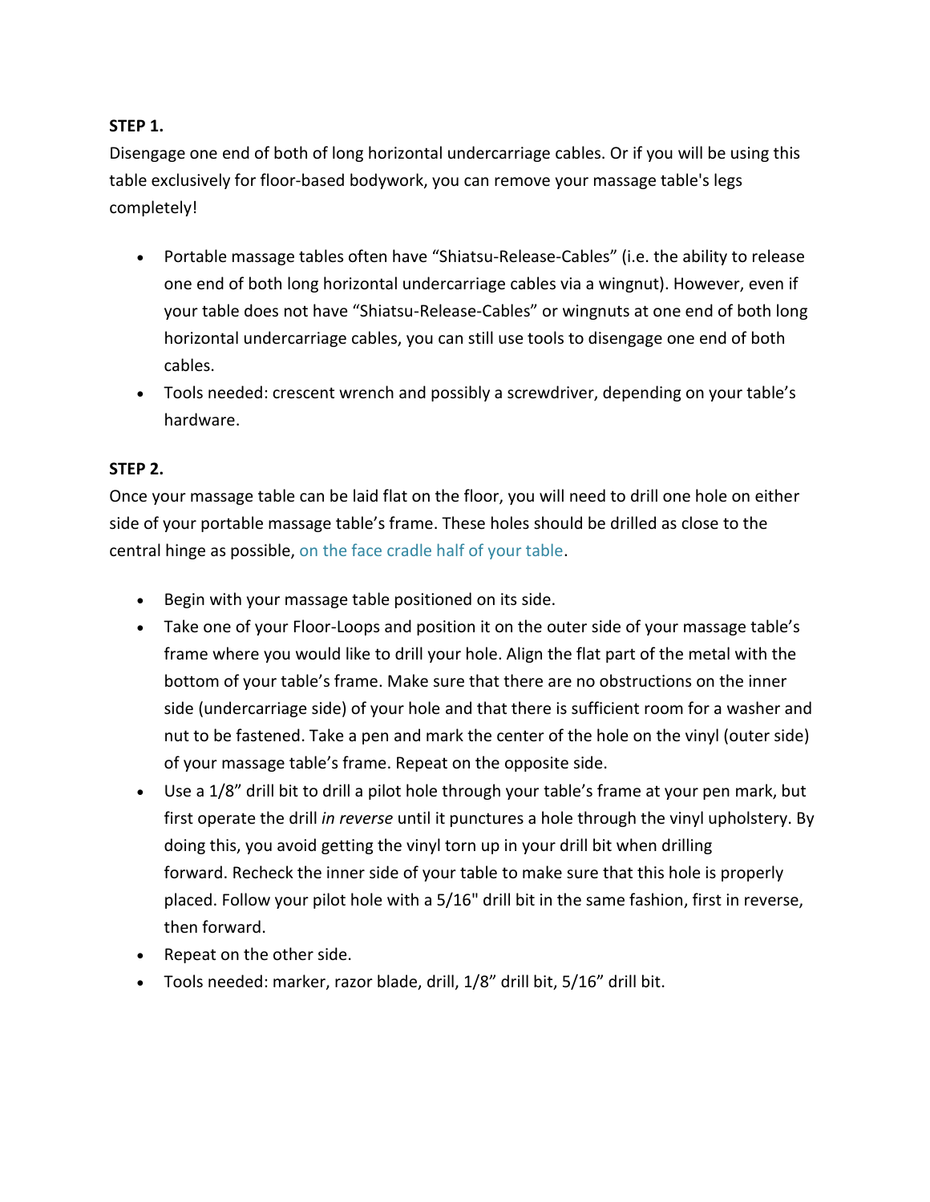**STEP 1.**

Disengage one end of both of long horizontal undercarriage cables. Or if you will be using this table exclusively for floor-based bodywork, you can remove your massage table's legs completely!

- Portable massage tables often have “Shiatsu-Release-Cables” (i.e. the ability to release one end of both long horizontal undercarriage cables via a wingnut). However, even if your table does not have “Shiatsu-Release-Cables” or wingnuts at one end of both long horizontal undercarriage cables, you can still use tools to disengage one end of both cables.
- Tools needed: crescent wrench and possibly a screwdriver, depending on your table’s hardware.

**STEP 2.**

Once your massage table can be laid flat on the floor, you will need to drill one hole on either side of your portable massage table’s frame. These holes should be drilled as close to the central hinge as possible, on the face cradle half of your table.

- Begin with your massage table positioned on its side.
- Take one of your Floor-Loops and position it on the outer side of your massage table’s frame where you would like to drill your hole. Align the flat part of the metal with the bottom of your table’s frame. Make sure that there are no obstructions on the inner side (undercarriage side) of your hole and that there is sufficient room for a washer and nut to be fastened. Take a pen and mark the center of the hole on the vinyl (outer side) of your massage table’s frame. Repeat on the opposite side.
- Use a 1/8” drill bit to drill a pilot hole through your table’s frame at your pen mark, but first operate the drill *in reverse* until it punctures a hole through the vinyl upholstery. By doing this, you avoid getting the vinyl torn up in your drill bit when drilling forward. Recheck the inner side of your table to make sure that this hole is properly placed. Follow your pilot hole with a 5/16" drill bit in the same fashion, first in reverse, then forward.
- Repeat on the other side.
- Tools needed: marker, razor blade, drill, 1/8” drill bit, 5/16” drill bit.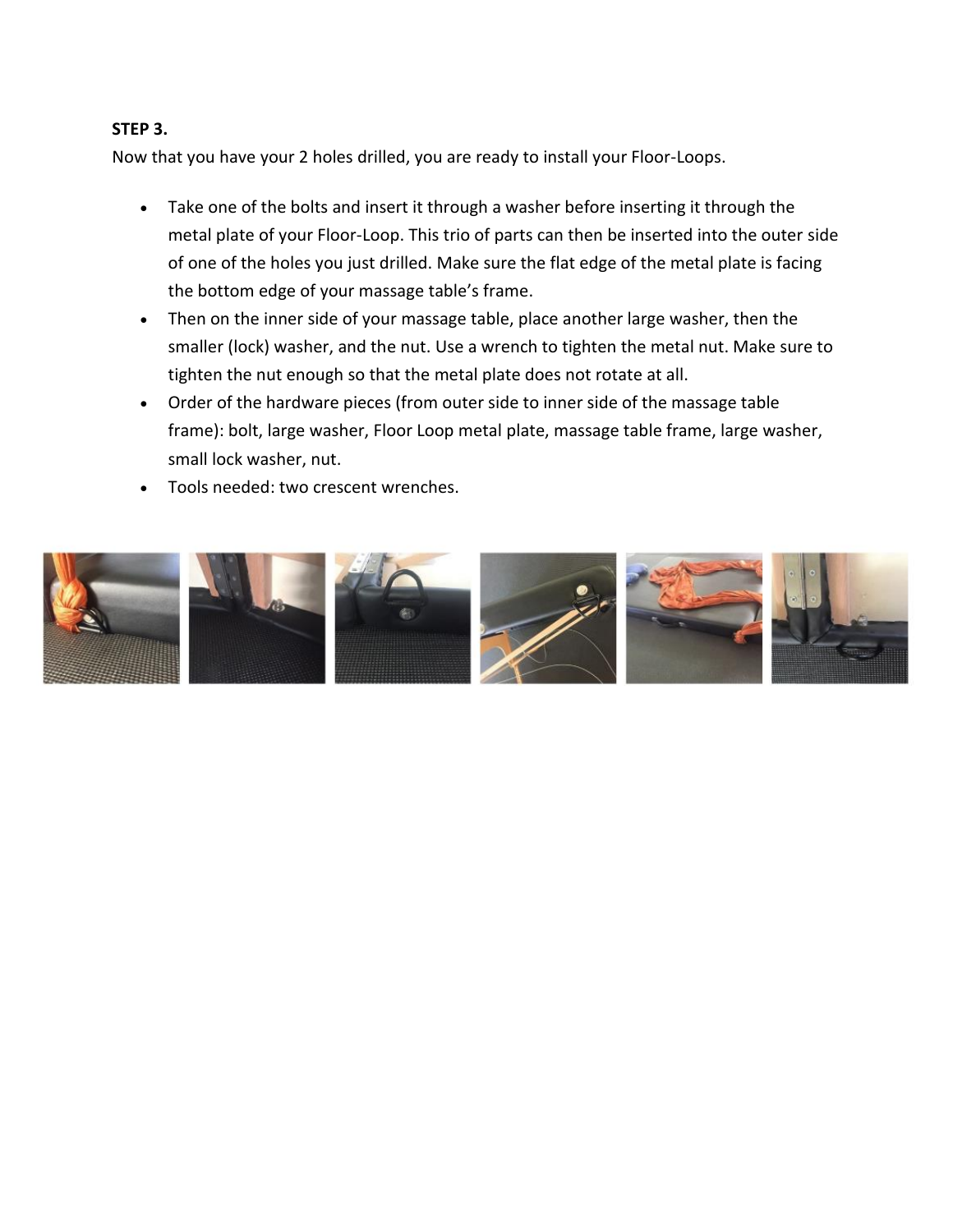**STEP 3.**

Now that you have your 2 holes drilled, you are ready to install your Floor-Loops.

- Take one of the bolts and insert it through a washer before inserting it through the metal plate of your Floor-Loop. This trio of parts can then be inserted into the outer side of one of the holes you just drilled. Make sure the flat edge of the metal plate is facing the bottom edge of your massage table's frame.
- Then on the inner side of your massage table, place another large washer, then the smaller (lock) washer, and the nut. Use a wrench to tighten the metal nut. Make sure to tighten the nut enough so that the metal plate does not rotate at all.
- Order of the hardware pieces (from outer side to inner side of the massage table frame): bolt, large washer, Floor Loop metal plate, massage table frame, large washer, small lock washer, nut.
- Tools needed: two crescent wrenches.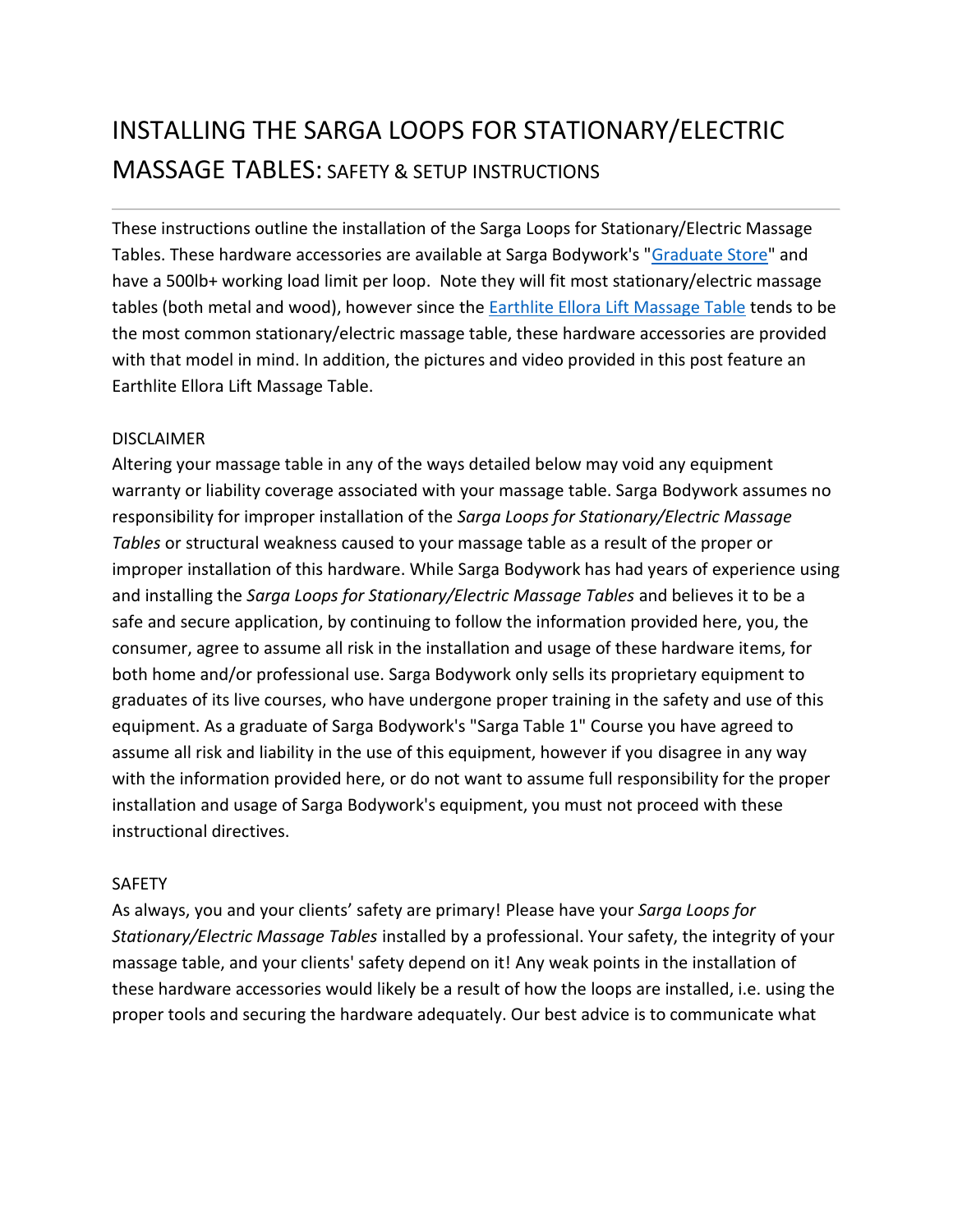# INSTALLING THE SARGA LOOPS FOR STATIONARY/ELECTRIC MASSAGE TABLES: SAFETY & SETUP INSTRUCTIONS

---

These instructions outline the installation of the Sarga Loops for Stationary/Electric Massage Tables. These hardware accessories are available at Sarga Bodywork's "Graduate Store" and have a 500lb+ working load limit per loop. Note they will fit most stationary/electric massage tables (both metal and wood), however since the Earthlite Ellora Lift Massage Table tends to be the most common stationary/electric massage table, these hardware accessories are provided with that model in mind. In addition, the pictures and video provided in this post feature an Earthlite Ellora Lift Massage Table.

DISCLAIMER

Altering your massage table in any of the ways detailed below may void any equipment warranty or liability coverage associated with your massage table. Sarga Bodywork assumes no responsibility for improper installation of the *Sarga Loops for Stationary/Electric Massage Tables* or structural weakness caused to your massage table as a result of the proper or improper installation of this hardware. While Sarga Bodywork has had years of experience using and installing the *Sarga Loops for Stationary/Electric Massage Tables* and believes it to be a safe and secure application, by continuing to follow the information provided here, you, the consumer, agree to assume all risk in the installation and usage of these hardware items, for both home and/or professional use. Sarga Bodywork only sells its proprietary equipment to graduates of its live courses, who have undergone proper training in the safety and use of this equipment. As a graduate of Sarga Bodywork's "Sarga Table 1" Course you have agreed to assume all risk and liability in the use of this equipment, however if you disagree in any way with the information provided here, or do not want to assume full responsibility for the proper installation and usage of Sarga Bodywork's equipment, you must not proceed with these instructional directives.

SAFETY

As always, you and your clients' safety are primary! Please have your *Sarga Loops for Stationary/Electric Massage Tables* installed by a professional. Your safety, the integrity of your massage table, and your clients' safety depend on it! Any weak points in the installation of these hardware accessories would likely be a result of how the loops are installed, i.e. using the proper tools and securing the hardware adequately. Our best advice is to communicate what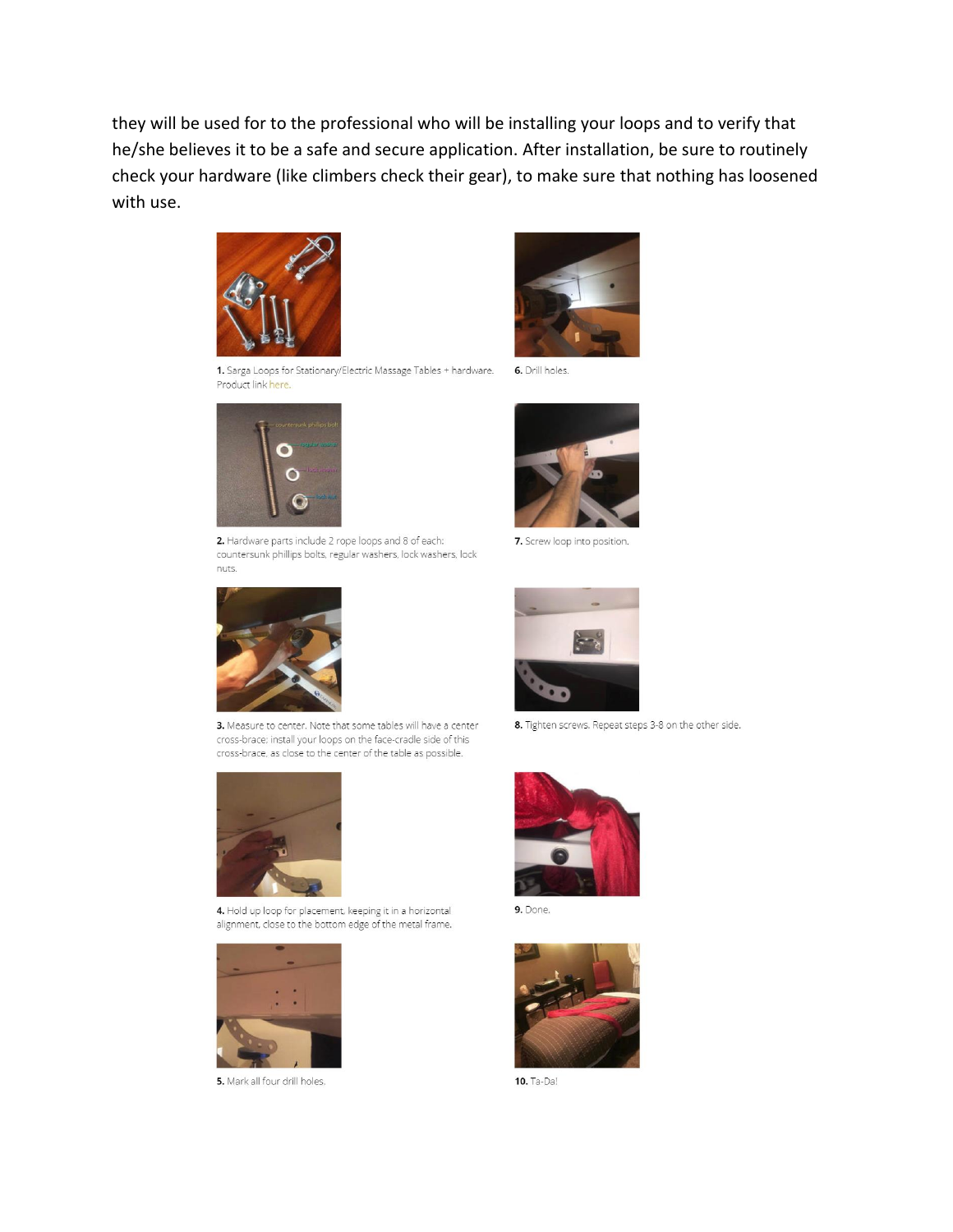they will be used for to the professional who will be installing your loops and to verify that he/she believes it to be a safe and secure application. After installation, be sure to routinely check your hardware (like climbers check their gear), to make sure that nothing has loosened with use.

**1.** Sarga Loops for Stationary/Electric Massage Tables + hardware. Product link here.

**2.** Hardware parts include 2 rope loops and 8 of each: countersunk phillips bolts, regular washers, lock washers, lock nuts.

**3.** Measure to center. Note that some tables will have a center cross-brace; install your loops on the face-cradle side of this cross-brace, as close to the center of the table as possible.

**4.** Hold up loop for placement, keeping it in a horizontal alignment, close to the bottom edge of the metal frame.

**5.** Mark all four drill holes.

**6.** Drill holes.

**7.** Screw loop into position.

**8.** Tighten screws. Repeat steps 3-8 on the other side.

**9.** Done.

**10.** Ta-Da!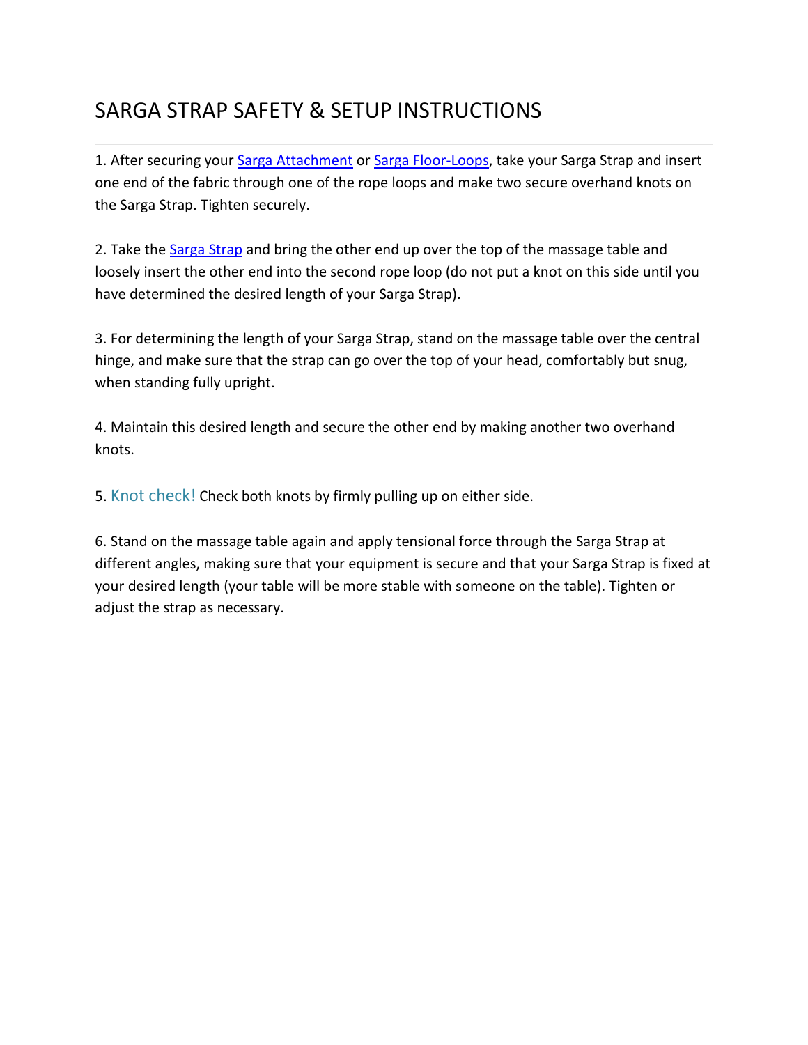# SARGA STRAP SAFETY & SETUP INSTRUCTIONS

---

1. After securing your Sarga Attachment or Sarga Floor-Loops, take your Sarga Strap and insert one end of the fabric through one of the rope loops and make two secure overhand knots on the Sarga Strap. Tighten securely.

2. Take the Sarga Strap and bring the other end up over the top of the massage table and loosely insert the other end into the second rope loop (do not put a knot on this side until you have determined the desired length of your Sarga Strap).

3. For determining the length of your Sarga Strap, stand on the massage table over the central hinge, and make sure that the strap can go over the top of your head, comfortably but snug, when standing fully upright.

4. Maintain this desired length and secure the other end by making another two overhand knots.

5. Knot check! Check both knots by firmly pulling up on either side.

6. Stand on the massage table again and apply tensional force through the Sarga Strap at different angles, making sure that your equipment is secure and that your Sarga Strap is fixed at your desired length (your table will be more stable with someone on the table). Tighten or adjust the strap as necessary.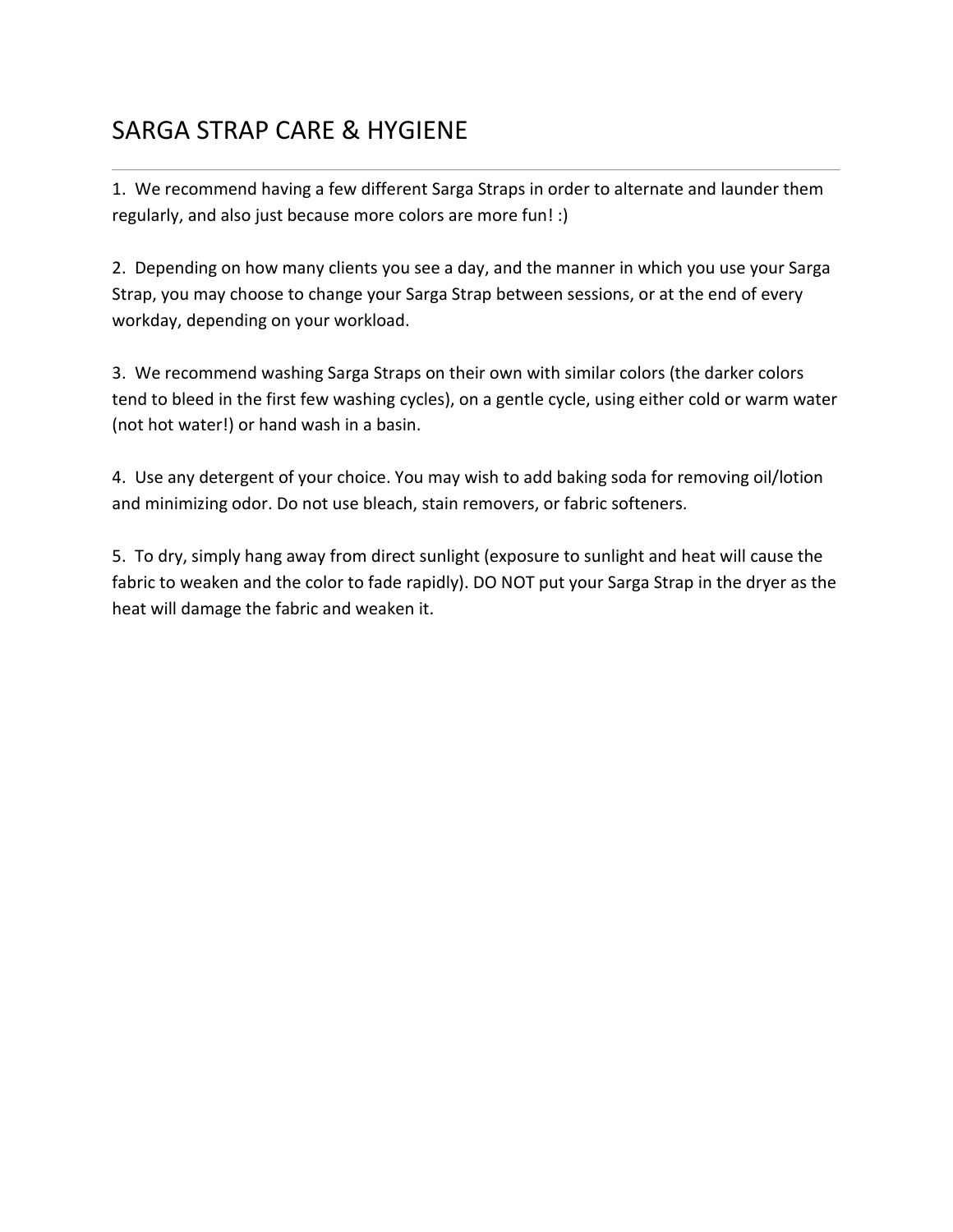# SARGA STRAP CARE & HYGIENE

---

1. We recommend having a few different Sarga Straps in order to alternate and launder them regularly, and also just because more colors are more fun! :)

2. Depending on how many clients you see a day, and the manner in which you use your Sarga Strap, you may choose to change your Sarga Strap between sessions, or at the end of every workday, depending on your workload.

3. We recommend washing Sarga Straps on their own with similar colors (the darker colors tend to bleed in the first few washing cycles), on a gentle cycle, using either cold or warm water (not hot water!) or hand wash in a basin.

4. Use any detergent of your choice. You may wish to add baking soda for removing oil/lotion and minimizing odor. Do not use bleach, stain removers, or fabric softeners.

5. To dry, simply hang away from direct sunlight (exposure to sunlight and heat will cause the fabric to weaken and the color to fade rapidly). DO NOT put your Sarga Strap in the dryer as the heat will damage the fabric and weaken it.